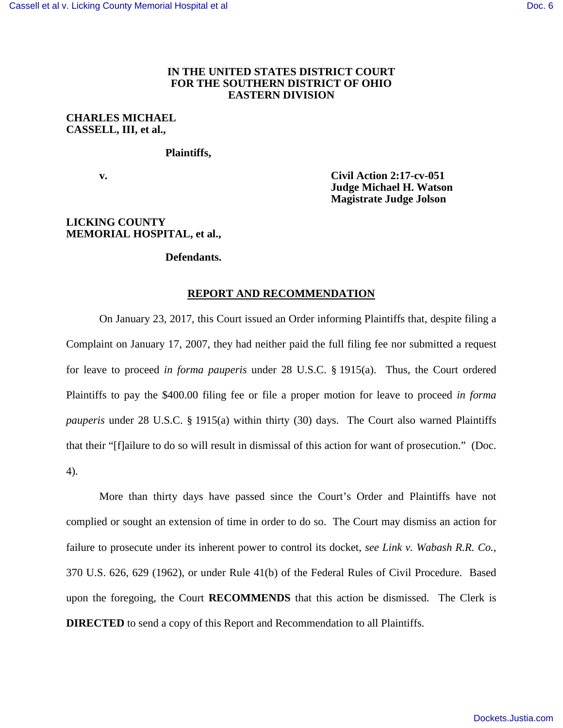**IN THE UNITED STATES DISTRICT COURT**
**FOR THE SOUTHERN DISTRICT OF OHIO**
**EASTERN DIVISION**

**CHARLES MICHAEL CASSELL, III, et al.,**

**Plaintiffs,**

**v.**

**Civil Action 2:17-cv-051**
**Judge Michael H. Watson**
**Magistrate Judge Jolson**

**LICKING COUNTY MEMORIAL HOSPITAL, et al.,**

**Defendants.**

## REPORT AND RECOMMENDATION

On January 23, 2017, this Court issued an Order informing Plaintiffs that, despite filing a Complaint on January 17, 2007, they had neither paid the full filing fee nor submitted a request for leave to proceed *in forma pauperis* under 28 U.S.C. § 1915(a). Thus, the Court ordered Plaintiffs to pay the $400.00 filing fee or file a proper motion for leave to proceed *in forma pauperis* under 28 U.S.C. § 1915(a) within thirty (30) days. The Court also warned Plaintiffs that their "[f]ailure to do so will result in dismissal of this action for want of prosecution." (Doc. 4).

More than thirty days have passed since the Court's Order and Plaintiffs have not complied or sought an extension of time in order to do so. The Court may dismiss an action for failure to prosecute under its inherent power to control its docket, *see Link v. Wabash R.R. Co.*, 370 U.S. 626, 629 (1962), or under Rule 41(b) of the Federal Rules of Civil Procedure. Based upon the foregoing, the Court **RECOMMENDS** that this action be dismissed. The Clerk is **DIRECTED** to send a copy of this Report and Recommendation to all Plaintiffs.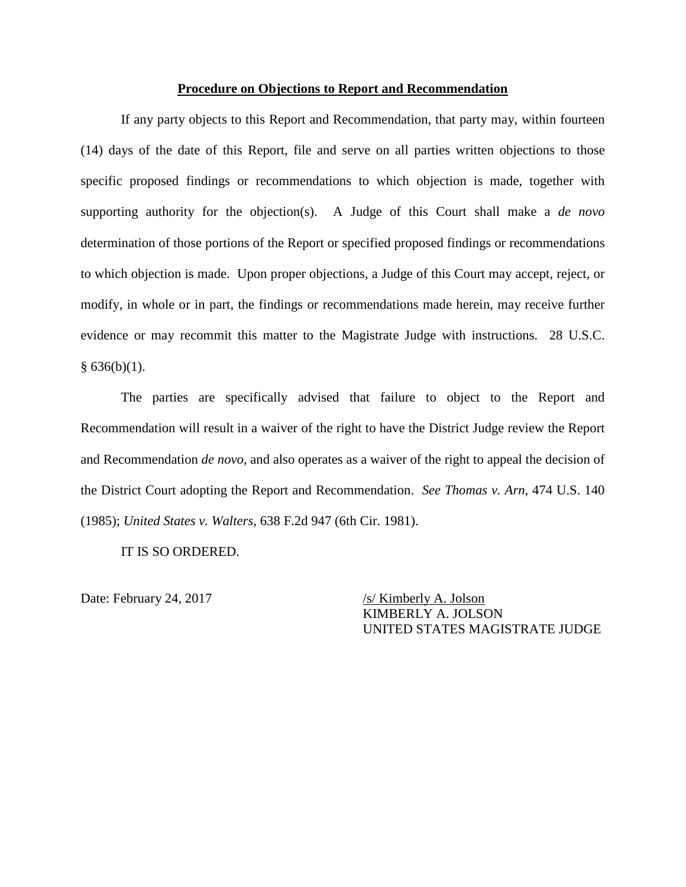**Procedure on Objections to Report and Recommendation**

If any party objects to this Report and Recommendation, that party may, within fourteen (14) days of the date of this Report, file and serve on all parties written objections to those specific proposed findings or recommendations to which objection is made, together with supporting authority for the objection(s). A Judge of this Court shall make a *de novo* determination of those portions of the Report or specified proposed findings or recommendations to which objection is made. Upon proper objections, a Judge of this Court may accept, reject, or modify, in whole or in part, the findings or recommendations made herein, may receive further evidence or may recommit this matter to the Magistrate Judge with instructions. 28 U.S.C. § 636(b)(1).

The parties are specifically advised that failure to object to the Report and Recommendation will result in a waiver of the right to have the District Judge review the Report and Recommendation *de novo*, and also operates as a waiver of the right to appeal the decision of the District Court adopting the Report and Recommendation. *See Thomas v. Arn*, 474 U.S. 140 (1985); *United States v. Walters*, 638 F.2d 947 (6th Cir. 1981).

IT IS SO ORDERED.

Date: February 24, 2017

/s/ Kimberly A. Jolson
KIMBERLY A. JOLSON
UNITED STATES MAGISTRATE JUDGE